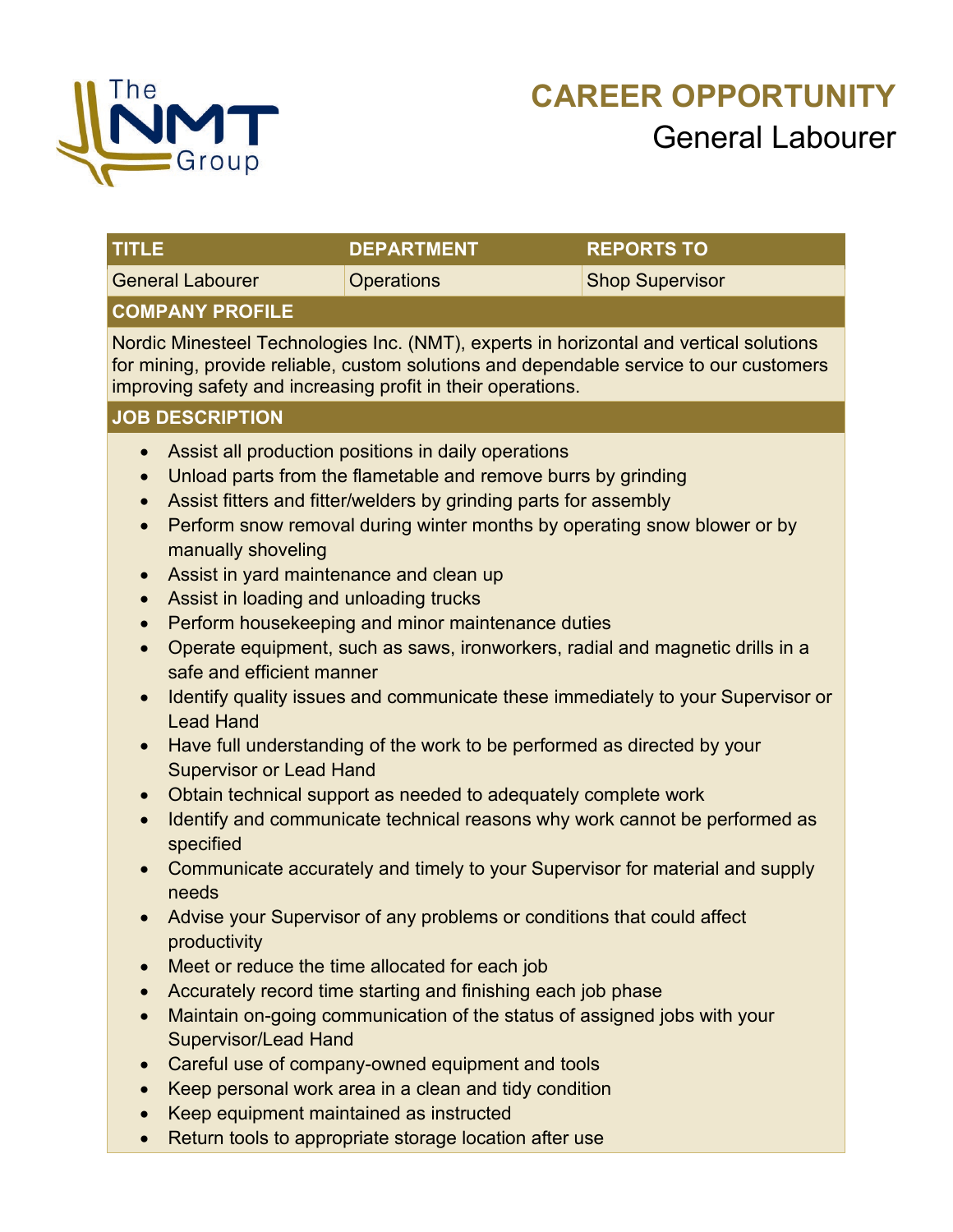# CAREER OPPORTUNITY

## General Labourer

| TITLE | DEPARTMENT | REPORTS TO |
|---|---|---|
| General Labourer | Operations | Shop Supervisor |

### COMPANY PROFILE

Nordic Minesteel Technologies Inc. (NMT), experts in horizontal and vertical solutions for mining, provide reliable, custom solutions and dependable service to our customers improving safety and increasing profit in their operations.

### JOB DESCRIPTION

- Assist all production positions in daily operations
- Unload parts from the flametable and remove burrs by grinding
- Assist fitters and fitter/welders by grinding parts for assembly
- Perform snow removal during winter months by operating snow blower or by manually shoveling
- Assist in yard maintenance and clean up
- Assist in loading and unloading trucks
- Perform housekeeping and minor maintenance duties
- Operate equipment, such as saws, ironworkers, radial and magnetic drills in a safe and efficient manner
- Identify quality issues and communicate these immediately to your Supervisor or Lead Hand
- Have full understanding of the work to be performed as directed by your Supervisor or Lead Hand
- Obtain technical support as needed to adequately complete work
- Identify and communicate technical reasons why work cannot be performed as specified
- Communicate accurately and timely to your Supervisor for material and supply needs
- Advise your Supervisor of any problems or conditions that could affect productivity
- Meet or reduce the time allocated for each job
- Accurately record time starting and finishing each job phase
- Maintain on-going communication of the status of assigned jobs with your Supervisor/Lead Hand
- Careful use of company-owned equipment and tools
- Keep personal work area in a clean and tidy condition
- Keep equipment maintained as instructed
- Return tools to appropriate storage location after use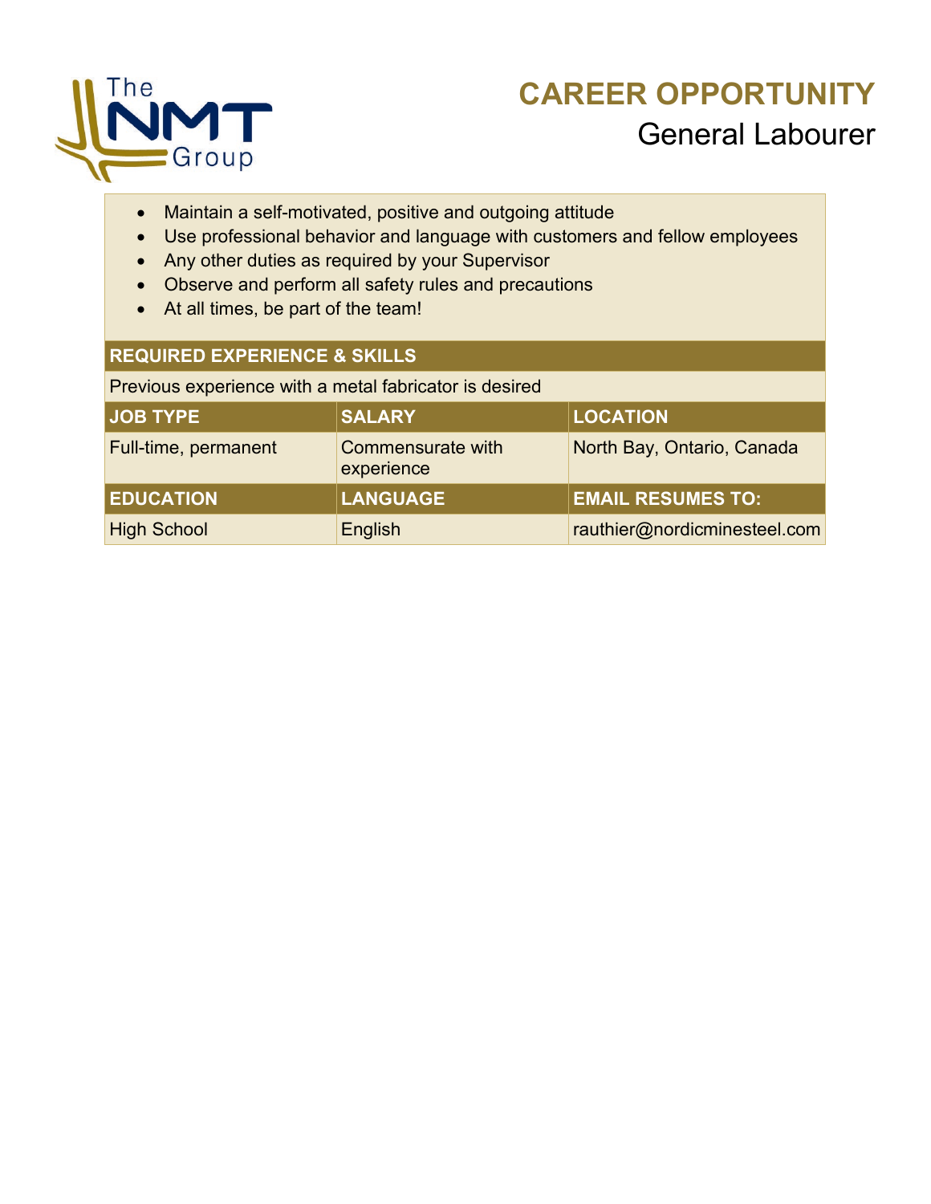# CAREER OPPORTUNITY

## General Labourer

- Maintain a self-motivated, positive and outgoing attitude
- Use professional behavior and language with customers and fellow employees
- Any other duties as required by your Supervisor
- Observe and perform all safety rules and precautions
- At all times, be part of the team!

**REQUIRED EXPERIENCE & SKILLS**

Previous experience with a metal fabricator is desired

| JOB TYPE | SALARY | LOCATION |
|---|---|---|
| Full-time, permanent | Commensurate with experience | North Bay, Ontario, Canada |
| **EDUCATION** | **LANGUAGE** | **EMAIL RESUMES TO:** |
| High School | English | rauthier@nordicminesteel.com |